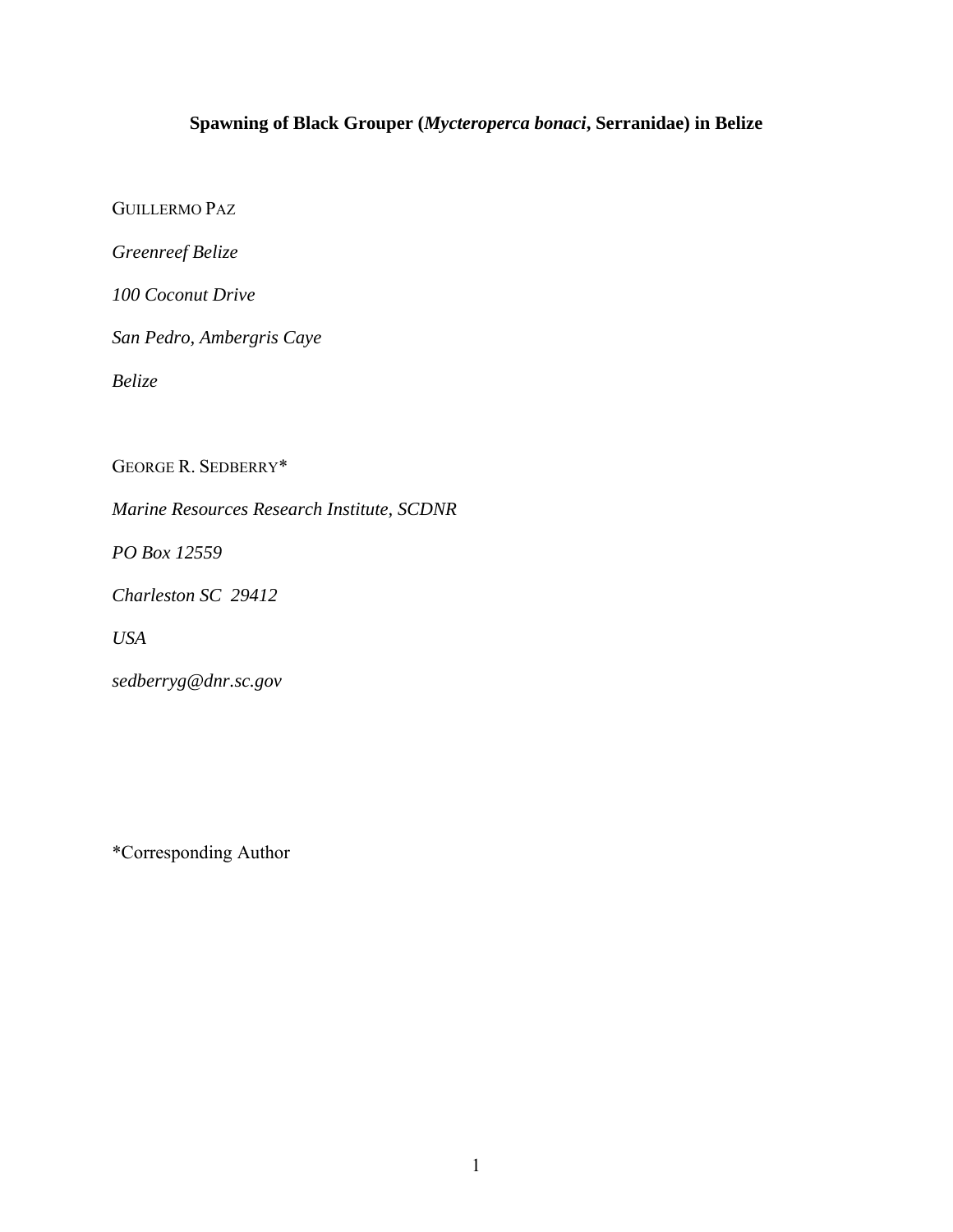# Spawning of Black Grouper (*Mycteroperca bonaci*, Serranidae) in Belize

GUILLERMO PAZ

*Greenreef Belize*

*100 Coconut Drive*

*San Pedro, Ambergris Caye*

*Belize*

GEORGE R. SEDBERRY*

*Marine Resources Research Institute, SCDNR*

*PO Box 12559*

*Charleston SC 29412*

*USA*

*sedberryg@dnr.sc.gov*

*Corresponding Author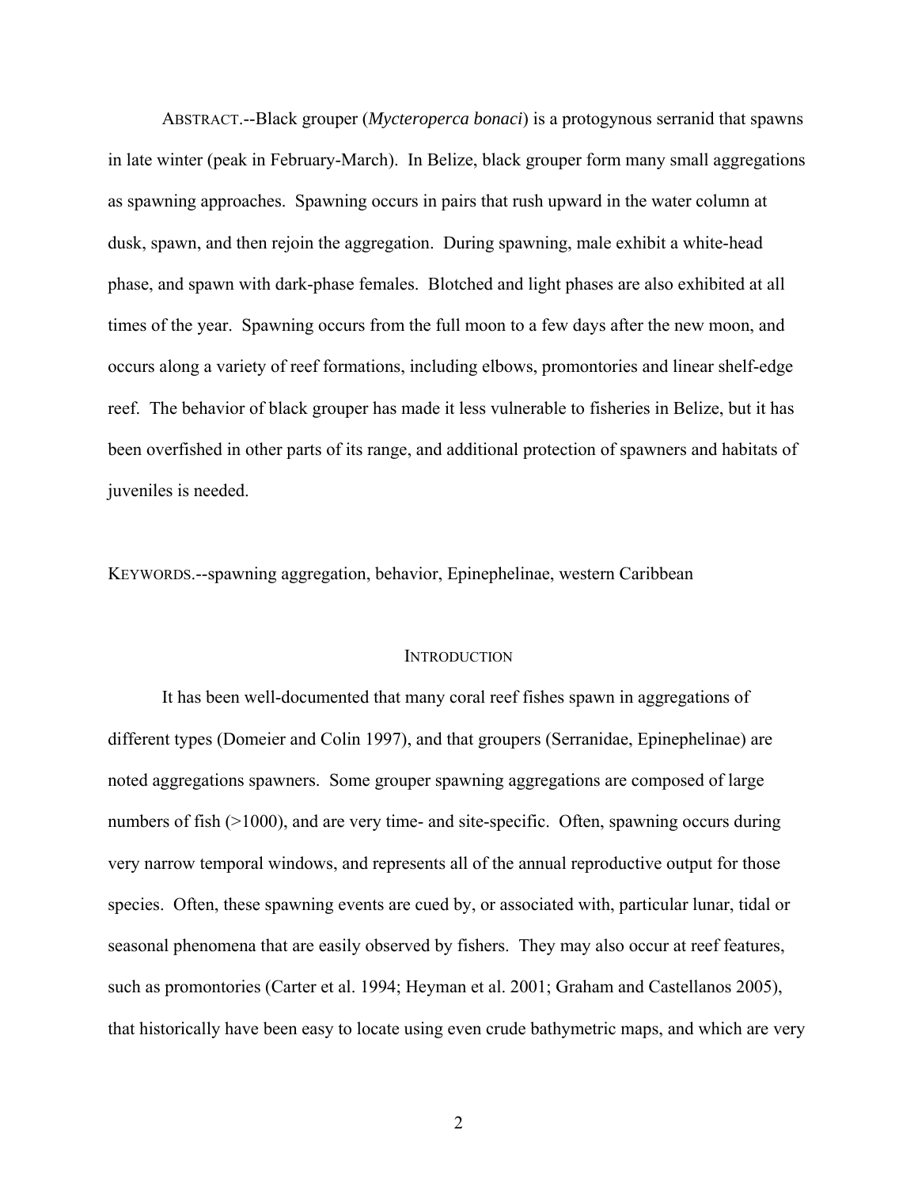ABSTRACT.--Black grouper (*Mycteroperca bonaci*) is a protogynous serranid that spawns in late winter (peak in February-March). In Belize, black grouper form many small aggregations as spawning approaches. Spawning occurs in pairs that rush upward in the water column at dusk, spawn, and then rejoin the aggregation. During spawning, male exhibit a white-head phase, and spawn with dark-phase females. Blotched and light phases are also exhibited at all times of the year. Spawning occurs from the full moon to a few days after the new moon, and occurs along a variety of reef formations, including elbows, promontories and linear shelf-edge reef. The behavior of black grouper has made it less vulnerable to fisheries in Belize, but it has been overfished in other parts of its range, and additional protection of spawners and habitats of juveniles is needed.

KEYWORDS.--spawning aggregation, behavior, Epinephelinae, western Caribbean

## INTRODUCTION

It has been well-documented that many coral reef fishes spawn in aggregations of different types (Domeier and Colin 1997), and that groupers (Serranidae, Epinephelinae) are noted aggregations spawners. Some grouper spawning aggregations are composed of large numbers of fish (>1000), and are very time- and site-specific. Often, spawning occurs during very narrow temporal windows, and represents all of the annual reproductive output for those species. Often, these spawning events are cued by, or associated with, particular lunar, tidal or seasonal phenomena that are easily observed by fishers. They may also occur at reef features, such as promontories (Carter et al. 1994; Heyman et al. 2001; Graham and Castellanos 2005), that historically have been easy to locate using even crude bathymetric maps, and which are very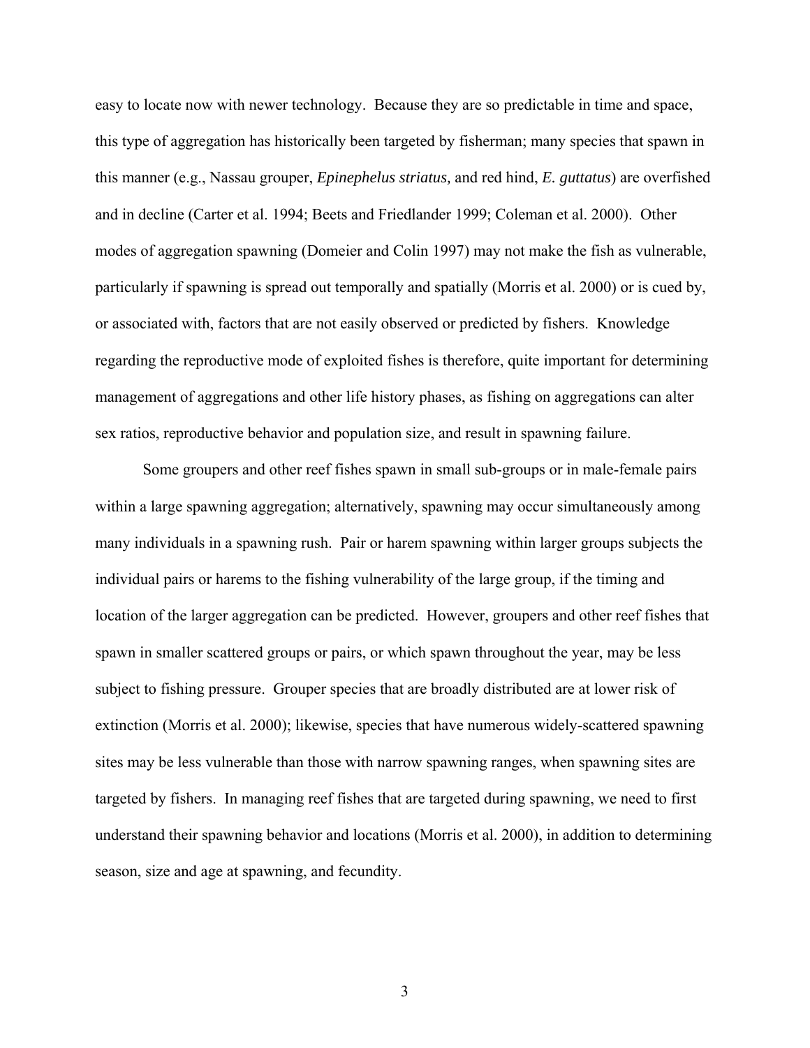easy to locate now with newer technology. Because they are so predictable in time and space, this type of aggregation has historically been targeted by fisherman; many species that spawn in this manner (e.g., Nassau grouper, *Epinephelus striatus,* and red hind, *E. guttatus*) are overfished and in decline (Carter et al. 1994; Beets and Friedlander 1999; Coleman et al. 2000). Other modes of aggregation spawning (Domeier and Colin 1997) may not make the fish as vulnerable, particularly if spawning is spread out temporally and spatially (Morris et al. 2000) or is cued by, or associated with, factors that are not easily observed or predicted by fishers. Knowledge regarding the reproductive mode of exploited fishes is therefore, quite important for determining management of aggregations and other life history phases, as fishing on aggregations can alter sex ratios, reproductive behavior and population size, and result in spawning failure.

Some groupers and other reef fishes spawn in small sub-groups or in male-female pairs within a large spawning aggregation; alternatively, spawning may occur simultaneously among many individuals in a spawning rush. Pair or harem spawning within larger groups subjects the individual pairs or harems to the fishing vulnerability of the large group, if the timing and location of the larger aggregation can be predicted. However, groupers and other reef fishes that spawn in smaller scattered groups or pairs, or which spawn throughout the year, may be less subject to fishing pressure. Grouper species that are broadly distributed are at lower risk of extinction (Morris et al. 2000); likewise, species that have numerous widely-scattered spawning sites may be less vulnerable than those with narrow spawning ranges, when spawning sites are targeted by fishers. In managing reef fishes that are targeted during spawning, we need to first understand their spawning behavior and locations (Morris et al. 2000), in addition to determining season, size and age at spawning, and fecundity.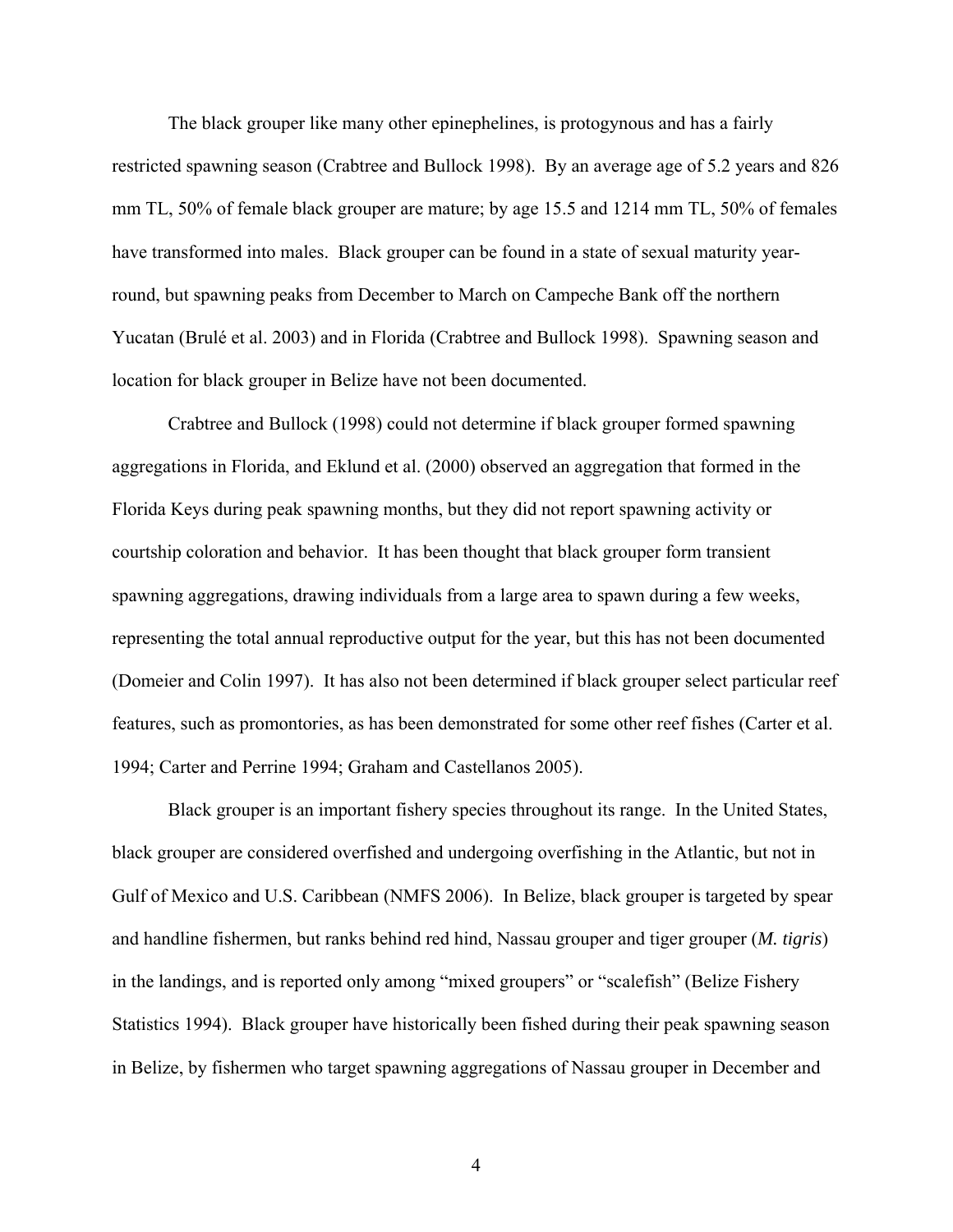The black grouper like many other epinephelines, is protogynous and has a fairly restricted spawning season (Crabtree and Bullock 1998). By an average age of 5.2 years and 826 mm TL, 50% of female black grouper are mature; by age 15.5 and 1214 mm TL, 50% of females have transformed into males. Black grouper can be found in a state of sexual maturity year-round, but spawning peaks from December to March on Campeche Bank off the northern Yucatan (Brulé et al. 2003) and in Florida (Crabtree and Bullock 1998). Spawning season and location for black grouper in Belize have not been documented.

Crabtree and Bullock (1998) could not determine if black grouper formed spawning aggregations in Florida, and Eklund et al. (2000) observed an aggregation that formed in the Florida Keys during peak spawning months, but they did not report spawning activity or courtship coloration and behavior. It has been thought that black grouper form transient spawning aggregations, drawing individuals from a large area to spawn during a few weeks, representing the total annual reproductive output for the year, but this has not been documented (Domeier and Colin 1997). It has also not been determined if black grouper select particular reef features, such as promontories, as has been demonstrated for some other reef fishes (Carter et al. 1994; Carter and Perrine 1994; Graham and Castellanos 2005).

Black grouper is an important fishery species throughout its range. In the United States, black grouper are considered overfished and undergoing overfishing in the Atlantic, but not in Gulf of Mexico and U.S. Caribbean (NMFS 2006). In Belize, black grouper is targeted by spear and handline fishermen, but ranks behind red hind, Nassau grouper and tiger grouper (*M. tigris*) in the landings, and is reported only among "mixed groupers" or "scalefish" (Belize Fishery Statistics 1994). Black grouper have historically been fished during their peak spawning season in Belize, by fishermen who target spawning aggregations of Nassau grouper in December and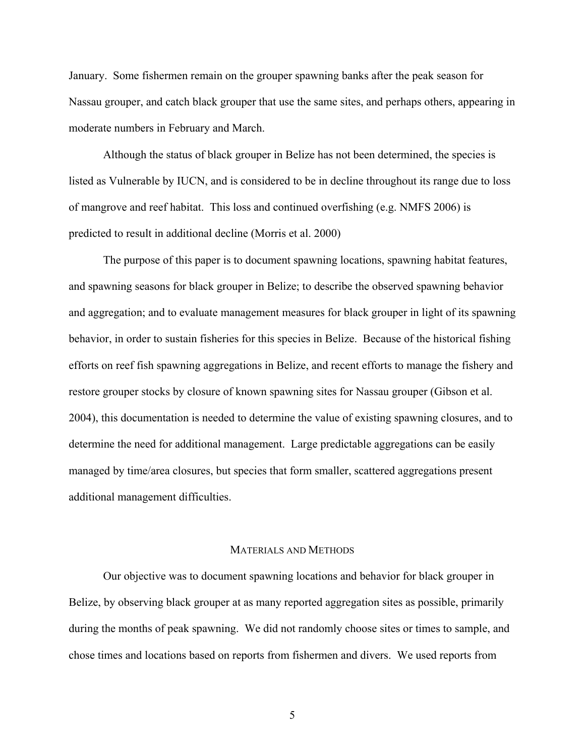January. Some fishermen remain on the grouper spawning banks after the peak season for Nassau grouper, and catch black grouper that use the same sites, and perhaps others, appearing in moderate numbers in February and March.

Although the status of black grouper in Belize has not been determined, the species is listed as Vulnerable by IUCN, and is considered to be in decline throughout its range due to loss of mangrove and reef habitat. This loss and continued overfishing (e.g. NMFS 2006) is predicted to result in additional decline (Morris et al. 2000)

The purpose of this paper is to document spawning locations, spawning habitat features, and spawning seasons for black grouper in Belize; to describe the observed spawning behavior and aggregation; and to evaluate management measures for black grouper in light of its spawning behavior, in order to sustain fisheries for this species in Belize. Because of the historical fishing efforts on reef fish spawning aggregations in Belize, and recent efforts to manage the fishery and restore grouper stocks by closure of known spawning sites for Nassau grouper (Gibson et al. 2004), this documentation is needed to determine the value of existing spawning closures, and to determine the need for additional management. Large predictable aggregations can be easily managed by time/area closures, but species that form smaller, scattered aggregations present additional management difficulties.

## MATERIALS AND METHODS

Our objective was to document spawning locations and behavior for black grouper in Belize, by observing black grouper at as many reported aggregation sites as possible, primarily during the months of peak spawning. We did not randomly choose sites or times to sample, and chose times and locations based on reports from fishermen and divers. We used reports from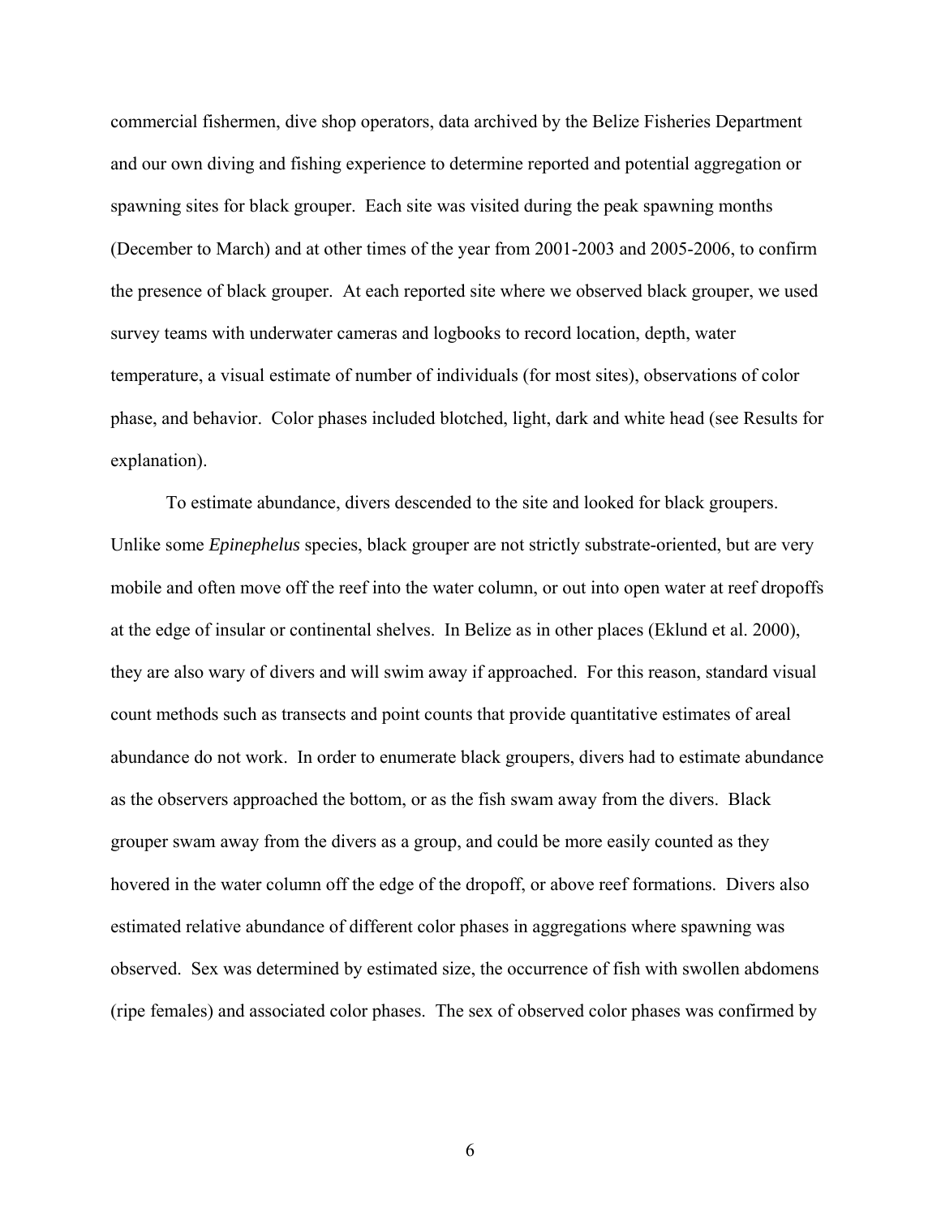commercial fishermen, dive shop operators, data archived by the Belize Fisheries Department and our own diving and fishing experience to determine reported and potential aggregation or spawning sites for black grouper. Each site was visited during the peak spawning months (December to March) and at other times of the year from 2001-2003 and 2005-2006, to confirm the presence of black grouper. At each reported site where we observed black grouper, we used survey teams with underwater cameras and logbooks to record location, depth, water temperature, a visual estimate of number of individuals (for most sites), observations of color phase, and behavior. Color phases included blotched, light, dark and white head (see Results for explanation).

To estimate abundance, divers descended to the site and looked for black groupers. Unlike some *Epinephelus* species, black grouper are not strictly substrate-oriented, but are very mobile and often move off the reef into the water column, or out into open water at reef dropoffs at the edge of insular or continental shelves. In Belize as in other places (Eklund et al. 2000), they are also wary of divers and will swim away if approached. For this reason, standard visual count methods such as transects and point counts that provide quantitative estimates of areal abundance do not work. In order to enumerate black groupers, divers had to estimate abundance as the observers approached the bottom, or as the fish swam away from the divers. Black grouper swam away from the divers as a group, and could be more easily counted as they hovered in the water column off the edge of the dropoff, or above reef formations. Divers also estimated relative abundance of different color phases in aggregations where spawning was observed. Sex was determined by estimated size, the occurrence of fish with swollen abdomens (ripe females) and associated color phases. The sex of observed color phases was confirmed by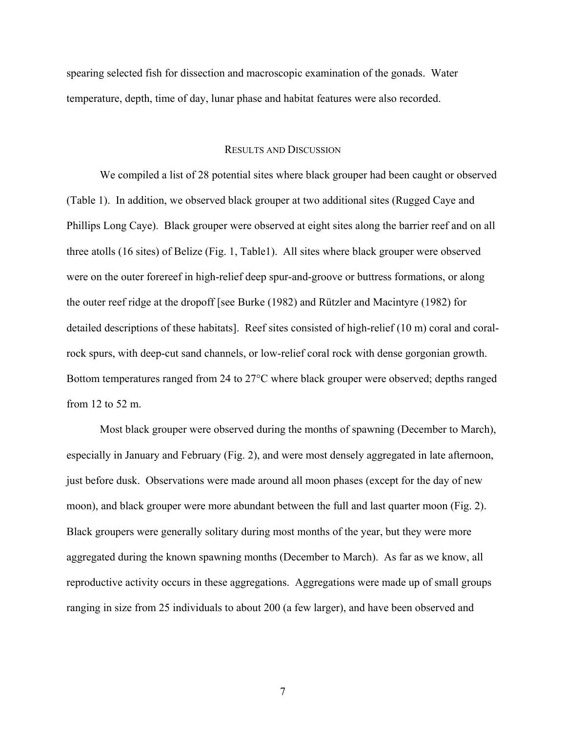spearing selected fish for dissection and macroscopic examination of the gonads. Water temperature, depth, time of day, lunar phase and habitat features were also recorded.

## RESULTS AND DISCUSSION

We compiled a list of 28 potential sites where black grouper had been caught or observed (Table 1). In addition, we observed black grouper at two additional sites (Rugged Caye and Phillips Long Caye). Black grouper were observed at eight sites along the barrier reef and on all three atolls (16 sites) of Belize (Fig. 1, Table1). All sites where black grouper were observed were on the outer forereef in high-relief deep spur-and-groove or buttress formations, or along the outer reef ridge at the dropoff [see Burke (1982) and Rützler and Macintyre (1982) for detailed descriptions of these habitats]. Reef sites consisted of high-relief (10 m) coral and coral-rock spurs, with deep-cut sand channels, or low-relief coral rock with dense gorgonian growth. Bottom temperatures ranged from 24 to 27°C where black grouper were observed; depths ranged from 12 to 52 m.

Most black grouper were observed during the months of spawning (December to March), especially in January and February (Fig. 2), and were most densely aggregated in late afternoon, just before dusk. Observations were made around all moon phases (except for the day of new moon), and black grouper were more abundant between the full and last quarter moon (Fig. 2). Black groupers were generally solitary during most months of the year, but they were more aggregated during the known spawning months (December to March). As far as we know, all reproductive activity occurs in these aggregations. Aggregations were made up of small groups ranging in size from 25 individuals to about 200 (a few larger), and have been observed and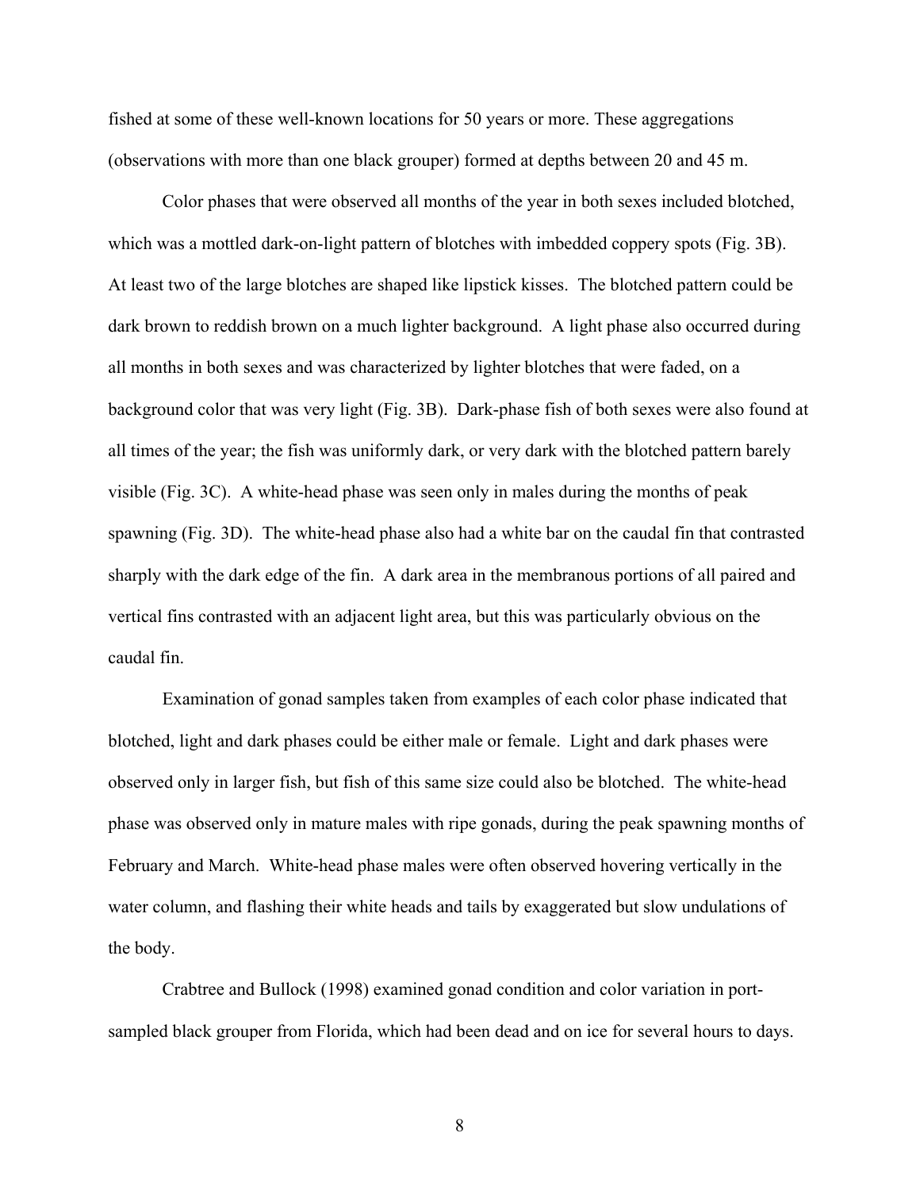fished at some of these well-known locations for 50 years or more. These aggregations (observations with more than one black grouper) formed at depths between 20 and 45 m.

Color phases that were observed all months of the year in both sexes included blotched, which was a mottled dark-on-light pattern of blotches with imbedded coppery spots (Fig. 3B). At least two of the large blotches are shaped like lipstick kisses. The blotched pattern could be dark brown to reddish brown on a much lighter background. A light phase also occurred during all months in both sexes and was characterized by lighter blotches that were faded, on a background color that was very light (Fig. 3B). Dark-phase fish of both sexes were also found at all times of the year; the fish was uniformly dark, or very dark with the blotched pattern barely visible (Fig. 3C). A white-head phase was seen only in males during the months of peak spawning (Fig. 3D). The white-head phase also had a white bar on the caudal fin that contrasted sharply with the dark edge of the fin. A dark area in the membranous portions of all paired and vertical fins contrasted with an adjacent light area, but this was particularly obvious on the caudal fin.

Examination of gonad samples taken from examples of each color phase indicated that blotched, light and dark phases could be either male or female. Light and dark phases were observed only in larger fish, but fish of this same size could also be blotched. The white-head phase was observed only in mature males with ripe gonads, during the peak spawning months of February and March. White-head phase males were often observed hovering vertically in the water column, and flashing their white heads and tails by exaggerated but slow undulations of the body.

Crabtree and Bullock (1998) examined gonad condition and color variation in port-sampled black grouper from Florida, which had been dead and on ice for several hours to days.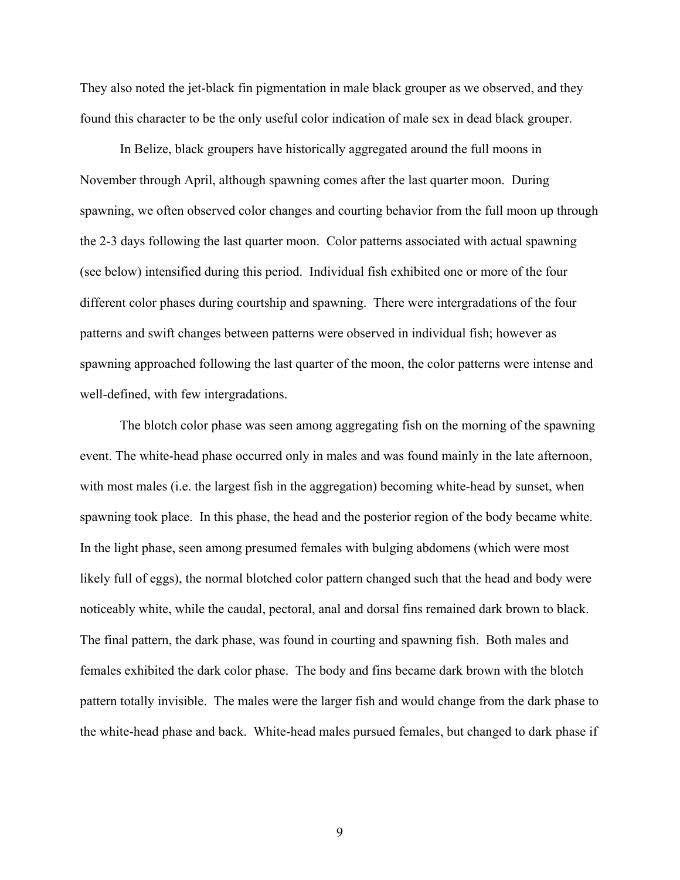They also noted the jet-black fin pigmentation in male black grouper as we observed, and they found this character to be the only useful color indication of male sex in dead black grouper.

In Belize, black groupers have historically aggregated around the full moons in November through April, although spawning comes after the last quarter moon. During spawning, we often observed color changes and courting behavior from the full moon up through the 2-3 days following the last quarter moon. Color patterns associated with actual spawning (see below) intensified during this period. Individual fish exhibited one or more of the four different color phases during courtship and spawning. There were intergradations of the four patterns and swift changes between patterns were observed in individual fish; however as spawning approached following the last quarter of the moon, the color patterns were intense and well-defined, with few intergradations.

The blotch color phase was seen among aggregating fish on the morning of the spawning event. The white-head phase occurred only in males and was found mainly in the late afternoon, with most males (i.e. the largest fish in the aggregation) becoming white-head by sunset, when spawning took place. In this phase, the head and the posterior region of the body became white. In the light phase, seen among presumed females with bulging abdomens (which were most likely full of eggs), the normal blotched color pattern changed such that the head and body were noticeably white, while the caudal, pectoral, anal and dorsal fins remained dark brown to black. The final pattern, the dark phase, was found in courting and spawning fish. Both males and females exhibited the dark color phase. The body and fins became dark brown with the blotch pattern totally invisible. The males were the larger fish and would change from the dark phase to the white-head phase and back. White-head males pursued females, but changed to dark phase if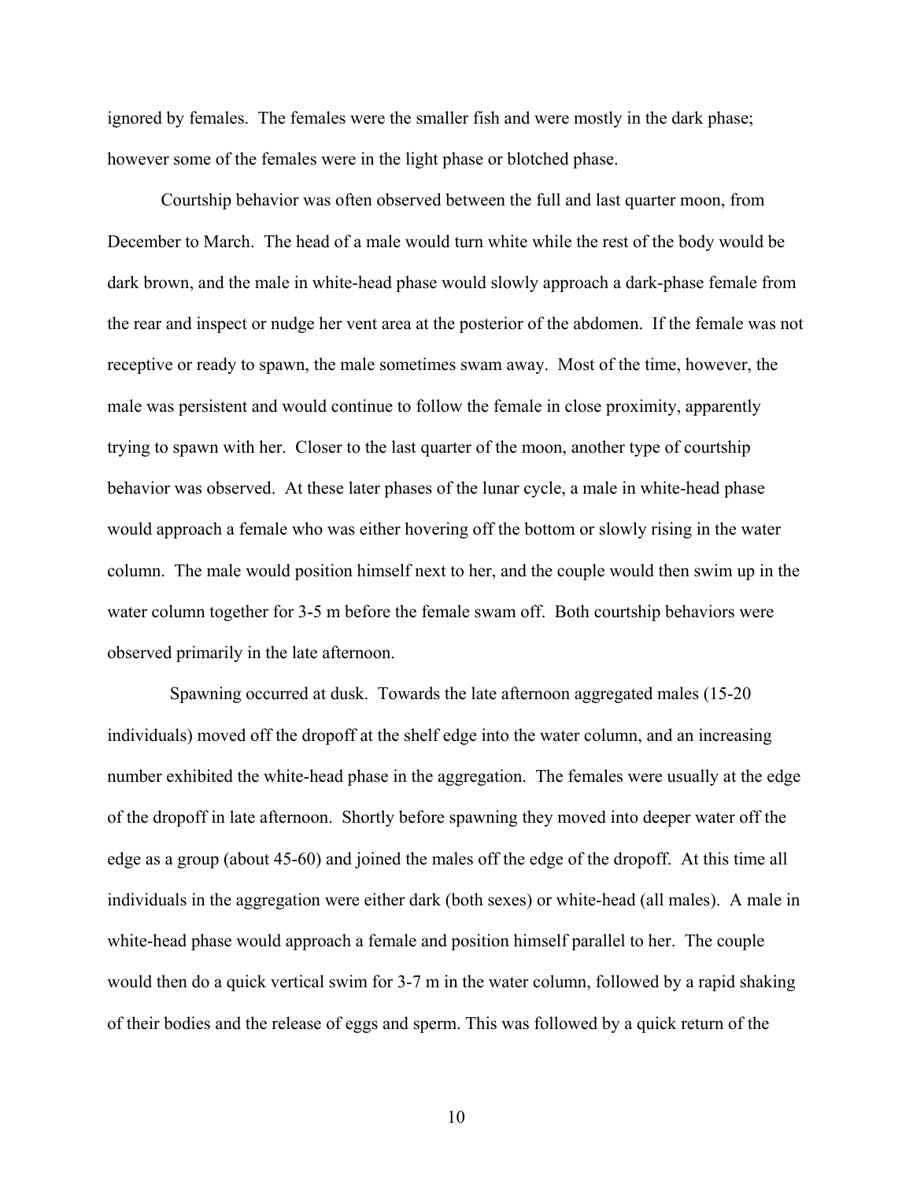ignored by females. The females were the smaller fish and were mostly in the dark phase; however some of the females were in the light phase or blotched phase.

Courtship behavior was often observed between the full and last quarter moon, from December to March. The head of a male would turn white while the rest of the body would be dark brown, and the male in white-head phase would slowly approach a dark-phase female from the rear and inspect or nudge her vent area at the posterior of the abdomen. If the female was not receptive or ready to spawn, the male sometimes swam away. Most of the time, however, the male was persistent and would continue to follow the female in close proximity, apparently trying to spawn with her. Closer to the last quarter of the moon, another type of courtship behavior was observed. At these later phases of the lunar cycle, a male in white-head phase would approach a female who was either hovering off the bottom or slowly rising in the water column. The male would position himself next to her, and the couple would then swim up in the water column together for 3-5 m before the female swam off. Both courtship behaviors were observed primarily in the late afternoon.

Spawning occurred at dusk. Towards the late afternoon aggregated males (15-20 individuals) moved off the dropoff at the shelf edge into the water column, and an increasing number exhibited the white-head phase in the aggregation. The females were usually at the edge of the dropoff in late afternoon. Shortly before spawning they moved into deeper water off the edge as a group (about 45-60) and joined the males off the edge of the dropoff. At this time all individuals in the aggregation were either dark (both sexes) or white-head (all males). A male in white-head phase would approach a female and position himself parallel to her. The couple would then do a quick vertical swim for 3-7 m in the water column, followed by a rapid shaking of their bodies and the release of eggs and sperm. This was followed by a quick return of the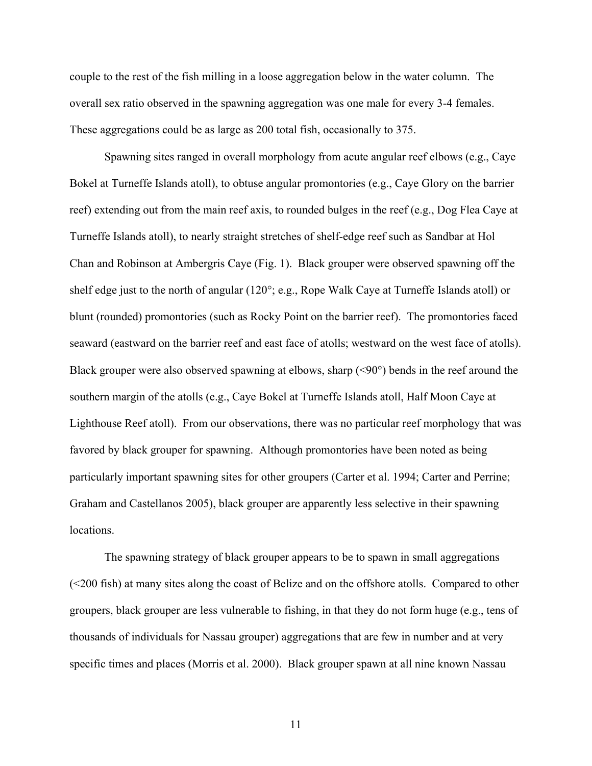couple to the rest of the fish milling in a loose aggregation below in the water column. The overall sex ratio observed in the spawning aggregation was one male for every 3-4 females. These aggregations could be as large as 200 total fish, occasionally to 375.

Spawning sites ranged in overall morphology from acute angular reef elbows (e.g., Caye Bokel at Turneffe Islands atoll), to obtuse angular promontories (e.g., Caye Glory on the barrier reef) extending out from the main reef axis, to rounded bulges in the reef (e.g., Dog Flea Caye at Turneffe Islands atoll), to nearly straight stretches of shelf-edge reef such as Sandbar at Hol Chan and Robinson at Ambergris Caye (Fig. 1). Black grouper were observed spawning off the shelf edge just to the north of angular (120°; e.g., Rope Walk Caye at Turneffe Islands atoll) or blunt (rounded) promontories (such as Rocky Point on the barrier reef). The promontories faced seaward (eastward on the barrier reef and east face of atolls; westward on the west face of atolls). Black grouper were also observed spawning at elbows, sharp (<90°) bends in the reef around the southern margin of the atolls (e.g., Caye Bokel at Turneffe Islands atoll, Half Moon Caye at Lighthouse Reef atoll). From our observations, there was no particular reef morphology that was favored by black grouper for spawning. Although promontories have been noted as being particularly important spawning sites for other groupers (Carter et al. 1994; Carter and Perrine; Graham and Castellanos 2005), black grouper are apparently less selective in their spawning locations.

The spawning strategy of black grouper appears to be to spawn in small aggregations (<200 fish) at many sites along the coast of Belize and on the offshore atolls. Compared to other groupers, black grouper are less vulnerable to fishing, in that they do not form huge (e.g., tens of thousands of individuals for Nassau grouper) aggregations that are few in number and at very specific times and places (Morris et al. 2000). Black grouper spawn at all nine known Nassau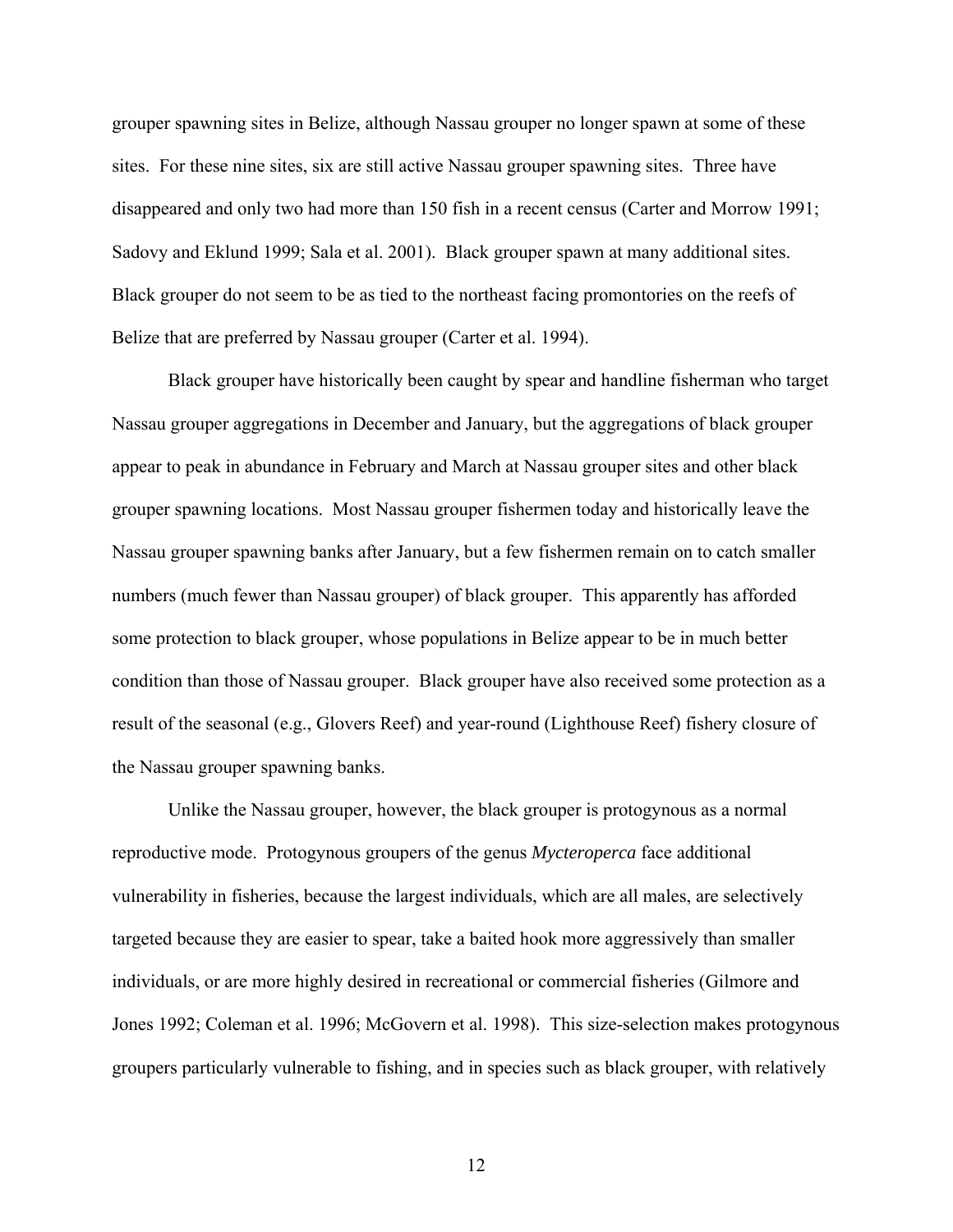grouper spawning sites in Belize, although Nassau grouper no longer spawn at some of these sites. For these nine sites, six are still active Nassau grouper spawning sites. Three have disappeared and only two had more than 150 fish in a recent census (Carter and Morrow 1991; Sadovy and Eklund 1999; Sala et al. 2001). Black grouper spawn at many additional sites. Black grouper do not seem to be as tied to the northeast facing promontories on the reefs of Belize that are preferred by Nassau grouper (Carter et al. 1994).

Black grouper have historically been caught by spear and handline fisherman who target Nassau grouper aggregations in December and January, but the aggregations of black grouper appear to peak in abundance in February and March at Nassau grouper sites and other black grouper spawning locations. Most Nassau grouper fishermen today and historically leave the Nassau grouper spawning banks after January, but a few fishermen remain on to catch smaller numbers (much fewer than Nassau grouper) of black grouper. This apparently has afforded some protection to black grouper, whose populations in Belize appear to be in much better condition than those of Nassau grouper. Black grouper have also received some protection as a result of the seasonal (e.g., Glovers Reef) and year-round (Lighthouse Reef) fishery closure of the Nassau grouper spawning banks.

Unlike the Nassau grouper, however, the black grouper is protogynous as a normal reproductive mode. Protogynous groupers of the genus *Mycteroperca* face additional vulnerability in fisheries, because the largest individuals, which are all males, are selectively targeted because they are easier to spear, take a baited hook more aggressively than smaller individuals, or are more highly desired in recreational or commercial fisheries (Gilmore and Jones 1992; Coleman et al. 1996; McGovern et al. 1998). This size-selection makes protogynous groupers particularly vulnerable to fishing, and in species such as black grouper, with relatively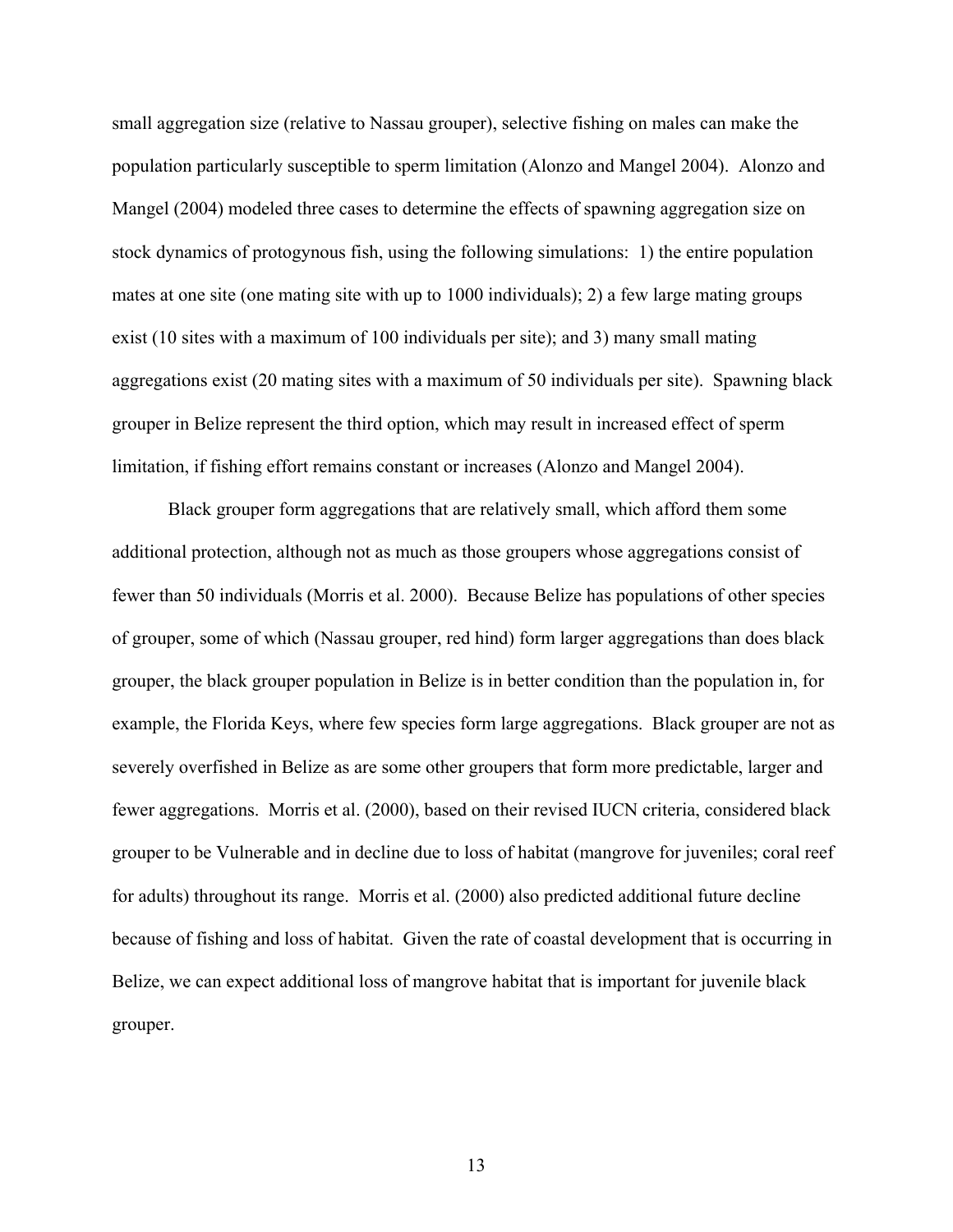small aggregation size (relative to Nassau grouper), selective fishing on males can make the population particularly susceptible to sperm limitation (Alonzo and Mangel 2004). Alonzo and Mangel (2004) modeled three cases to determine the effects of spawning aggregation size on stock dynamics of protogynous fish, using the following simulations: 1) the entire population mates at one site (one mating site with up to 1000 individuals); 2) a few large mating groups exist (10 sites with a maximum of 100 individuals per site); and 3) many small mating aggregations exist (20 mating sites with a maximum of 50 individuals per site). Spawning black grouper in Belize represent the third option, which may result in increased effect of sperm limitation, if fishing effort remains constant or increases (Alonzo and Mangel 2004).

Black grouper form aggregations that are relatively small, which afford them some additional protection, although not as much as those groupers whose aggregations consist of fewer than 50 individuals (Morris et al. 2000). Because Belize has populations of other species of grouper, some of which (Nassau grouper, red hind) form larger aggregations than does black grouper, the black grouper population in Belize is in better condition than the population in, for example, the Florida Keys, where few species form large aggregations. Black grouper are not as severely overfished in Belize as are some other groupers that form more predictable, larger and fewer aggregations. Morris et al. (2000), based on their revised IUCN criteria, considered black grouper to be Vulnerable and in decline due to loss of habitat (mangrove for juveniles; coral reef for adults) throughout its range. Morris et al. (2000) also predicted additional future decline because of fishing and loss of habitat. Given the rate of coastal development that is occurring in Belize, we can expect additional loss of mangrove habitat that is important for juvenile black grouper.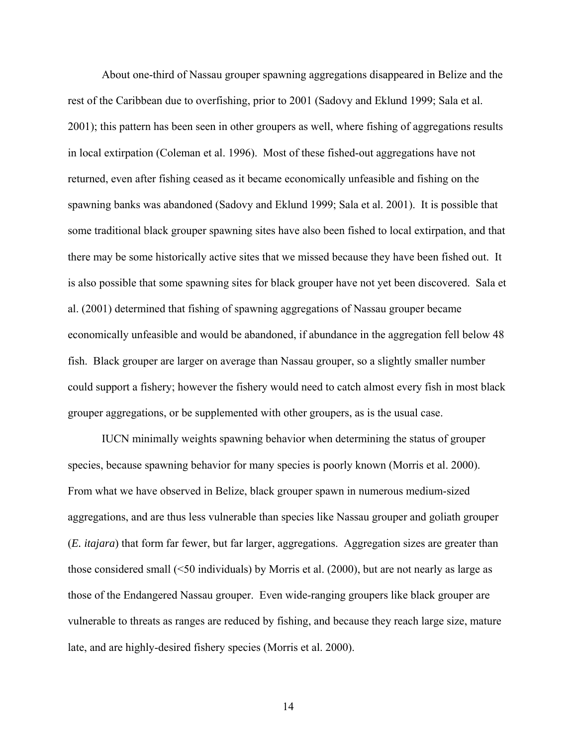About one-third of Nassau grouper spawning aggregations disappeared in Belize and the rest of the Caribbean due to overfishing, prior to 2001 (Sadovy and Eklund 1999; Sala et al. 2001); this pattern has been seen in other groupers as well, where fishing of aggregations results in local extirpation (Coleman et al. 1996). Most of these fished-out aggregations have not returned, even after fishing ceased as it became economically unfeasible and fishing on the spawning banks was abandoned (Sadovy and Eklund 1999; Sala et al. 2001). It is possible that some traditional black grouper spawning sites have also been fished to local extirpation, and that there may be some historically active sites that we missed because they have been fished out. It is also possible that some spawning sites for black grouper have not yet been discovered. Sala et al. (2001) determined that fishing of spawning aggregations of Nassau grouper became economically unfeasible and would be abandoned, if abundance in the aggregation fell below 48 fish. Black grouper are larger on average than Nassau grouper, so a slightly smaller number could support a fishery; however the fishery would need to catch almost every fish in most black grouper aggregations, or be supplemented with other groupers, as is the usual case.

IUCN minimally weights spawning behavior when determining the status of grouper species, because spawning behavior for many species is poorly known (Morris et al. 2000). From what we have observed in Belize, black grouper spawn in numerous medium-sized aggregations, and are thus less vulnerable than species like Nassau grouper and goliath grouper (*E. itajara*) that form far fewer, but far larger, aggregations. Aggregation sizes are greater than those considered small (<50 individuals) by Morris et al. (2000), but are not nearly as large as those of the Endangered Nassau grouper. Even wide-ranging groupers like black grouper are vulnerable to threats as ranges are reduced by fishing, and because they reach large size, mature late, and are highly-desired fishery species (Morris et al. 2000).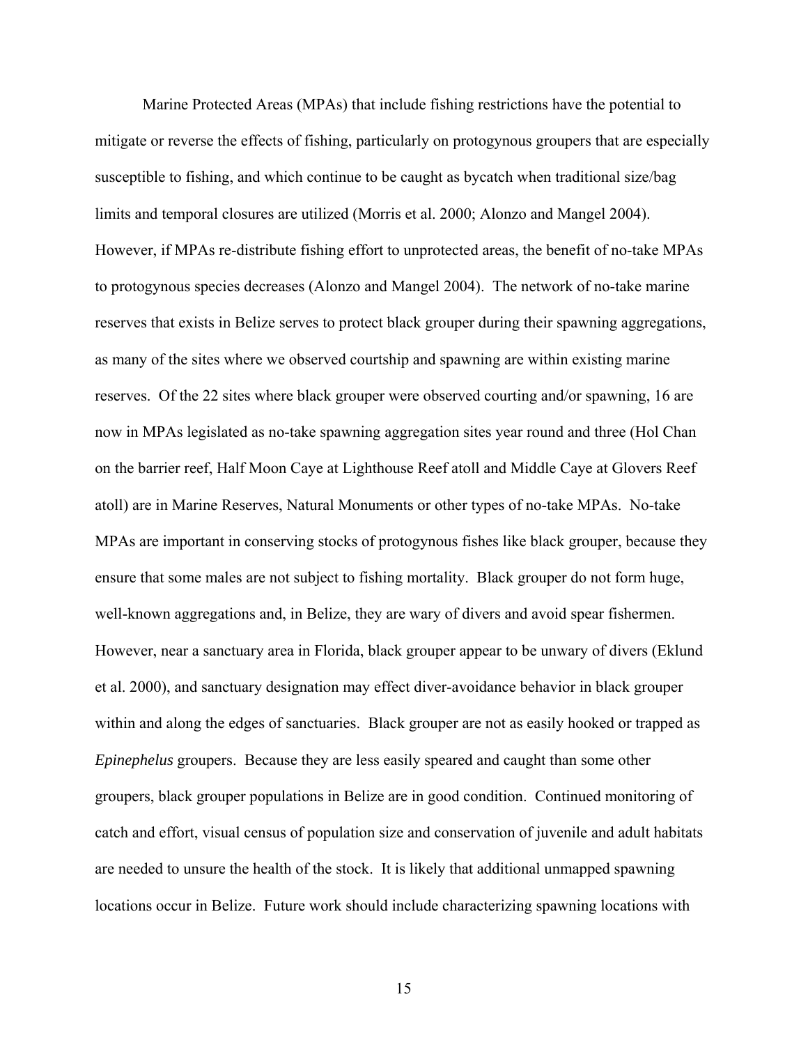Marine Protected Areas (MPAs) that include fishing restrictions have the potential to mitigate or reverse the effects of fishing, particularly on protogynous groupers that are especially susceptible to fishing, and which continue to be caught as bycatch when traditional size/bag limits and temporal closures are utilized (Morris et al. 2000; Alonzo and Mangel 2004). However, if MPAs re-distribute fishing effort to unprotected areas, the benefit of no-take MPAs to protogynous species decreases (Alonzo and Mangel 2004). The network of no-take marine reserves that exists in Belize serves to protect black grouper during their spawning aggregations, as many of the sites where we observed courtship and spawning are within existing marine reserves. Of the 22 sites where black grouper were observed courting and/or spawning, 16 are now in MPAs legislated as no-take spawning aggregation sites year round and three (Hol Chan on the barrier reef, Half Moon Caye at Lighthouse Reef atoll and Middle Caye at Glovers Reef atoll) are in Marine Reserves, Natural Monuments or other types of no-take MPAs. No-take MPAs are important in conserving stocks of protogynous fishes like black grouper, because they ensure that some males are not subject to fishing mortality. Black grouper do not form huge, well-known aggregations and, in Belize, they are wary of divers and avoid spear fishermen. However, near a sanctuary area in Florida, black grouper appear to be unwary of divers (Eklund et al. 2000), and sanctuary designation may effect diver-avoidance behavior in black grouper within and along the edges of sanctuaries. Black grouper are not as easily hooked or trapped as *Epinephelus* groupers. Because they are less easily speared and caught than some other groupers, black grouper populations in Belize are in good condition. Continued monitoring of catch and effort, visual census of population size and conservation of juvenile and adult habitats are needed to unsure the health of the stock. It is likely that additional unmapped spawning locations occur in Belize. Future work should include characterizing spawning locations with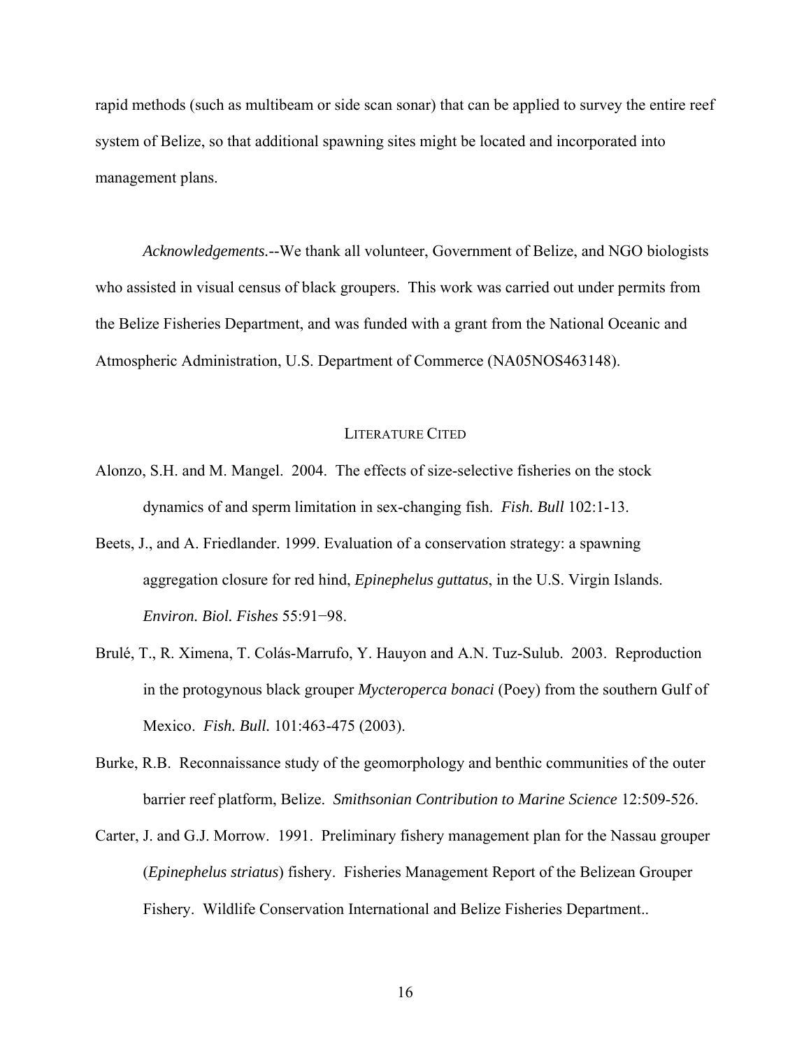rapid methods (such as multibeam or side scan sonar) that can be applied to survey the entire reef system of Belize, so that additional spawning sites might be located and incorporated into management plans.

*Acknowledgements.*--We thank all volunteer, Government of Belize, and NGO biologists who assisted in visual census of black groupers. This work was carried out under permits from the Belize Fisheries Department, and was funded with a grant from the National Oceanic and Atmospheric Administration, U.S. Department of Commerce (NA05NOS463148).

## LITERATURE CITED

Alonzo, S.H. and M. Mangel. 2004. The effects of size-selective fisheries on the stock dynamics of and sperm limitation in sex-changing fish. *Fish. Bull* 102:1-13.

Beets, J., and A. Friedlander. 1999. Evaluation of a conservation strategy: a spawning aggregation closure for red hind, *Epinephelus guttatus*, in the U.S. Virgin Islands. *Environ. Biol. Fishes* 55:91−98.

Brulé, T., R. Ximena, T. Colás-Marrufo, Y. Hauyon and A.N. Tuz-Sulub. 2003. Reproduction in the protogynous black grouper *Mycteroperca bonaci* (Poey) from the southern Gulf of Mexico. *Fish. Bull.* 101:463-475 (2003).

Burke, R.B. Reconnaissance study of the geomorphology and benthic communities of the outer barrier reef platform, Belize. *Smithsonian Contribution to Marine Science* 12:509-526.

Carter, J. and G.J. Morrow. 1991. Preliminary fishery management plan for the Nassau grouper (*Epinephelus striatus*) fishery. Fisheries Management Report of the Belizean Grouper Fishery. Wildlife Conservation International and Belize Fisheries Department..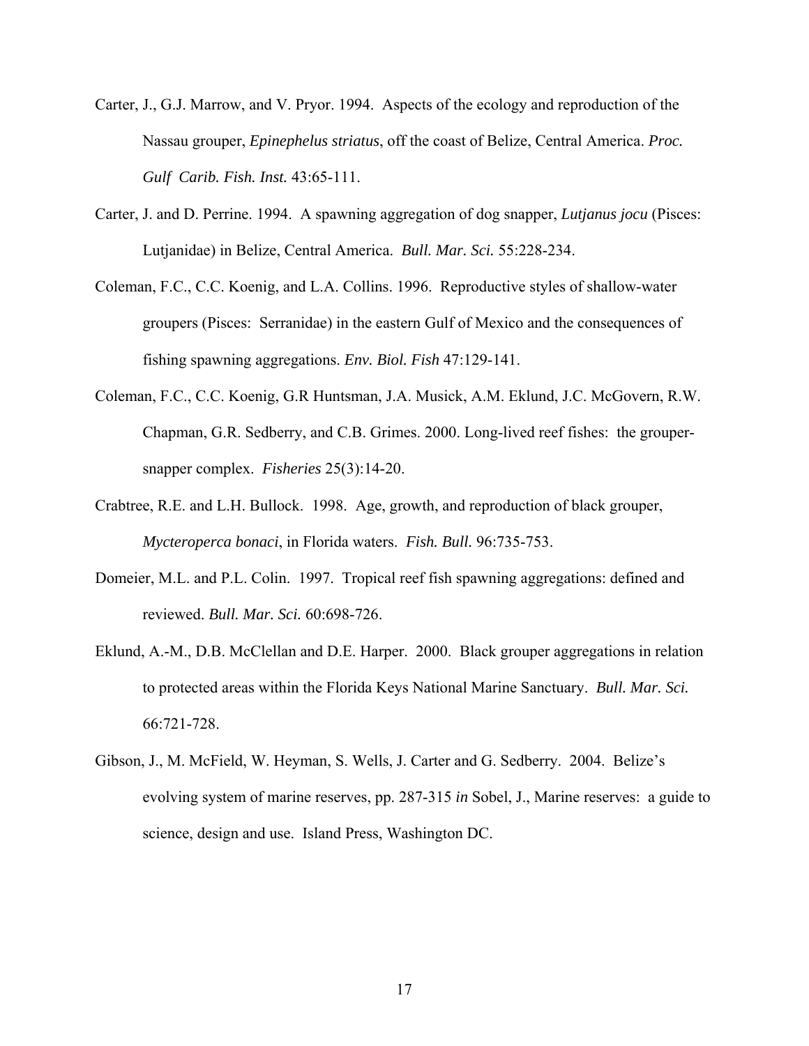Carter, J., G.J. Marrow, and V. Pryor. 1994. Aspects of the ecology and reproduction of the Nassau grouper, *Epinephelus striatus*, off the coast of Belize, Central America. *Proc. Gulf Carib. Fish. Inst.* 43:65-111.

Carter, J. and D. Perrine. 1994. A spawning aggregation of dog snapper, *Lutjanus jocu* (Pisces: Lutjanidae) in Belize, Central America. *Bull. Mar. Sci.* 55:228-234.

Coleman, F.C., C.C. Koenig, and L.A. Collins. 1996. Reproductive styles of shallow-water groupers (Pisces: Serranidae) in the eastern Gulf of Mexico and the consequences of fishing spawning aggregations. *Env. Biol. Fish* 47:129-141.

Coleman, F.C., C.C. Koenig, G.R Huntsman, J.A. Musick, A.M. Eklund, J.C. McGovern, R.W. Chapman, G.R. Sedberry, and C.B. Grimes. 2000. Long-lived reef fishes: the grouper-snapper complex. *Fisheries* 25(3):14-20.

Crabtree, R.E. and L.H. Bullock. 1998. Age, growth, and reproduction of black grouper, *Mycteroperca bonaci*, in Florida waters. *Fish. Bull.* 96:735-753.

Domeier, M.L. and P.L. Colin. 1997. Tropical reef fish spawning aggregations: defined and reviewed. *Bull. Mar. Sci.* 60:698-726.

Eklund, A.-M., D.B. McClellan and D.E. Harper. 2000. Black grouper aggregations in relation to protected areas within the Florida Keys National Marine Sanctuary. *Bull. Mar. Sci.* 66:721-728.

Gibson, J., M. McField, W. Heyman, S. Wells, J. Carter and G. Sedberry. 2004. Belize's evolving system of marine reserves, pp. 287-315 *in* Sobel, J., Marine reserves: a guide to science, design and use. Island Press, Washington DC.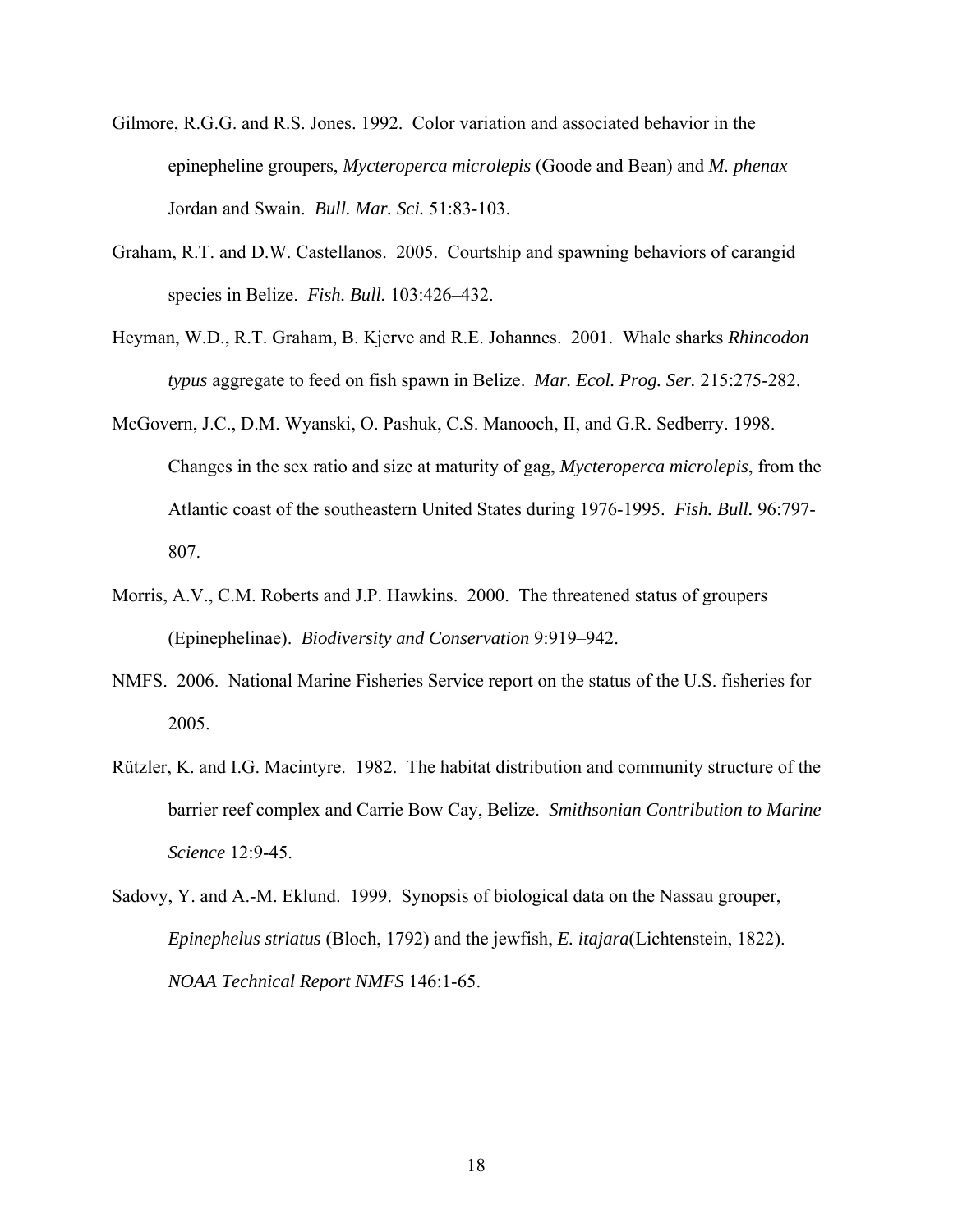Gilmore, R.G.G. and R.S. Jones. 1992. Color variation and associated behavior in the epinepheline groupers, *Mycteroperca microlepis* (Goode and Bean) and *M. phenax* Jordan and Swain. *Bull. Mar. Sci.* 51:83-103.

Graham, R.T. and D.W. Castellanos. 2005. Courtship and spawning behaviors of carangid species in Belize. *Fish. Bull.* 103:426–432.

Heyman, W.D., R.T. Graham, B. Kjerve and R.E. Johannes. 2001. Whale sharks *Rhincodon typus* aggregate to feed on fish spawn in Belize. *Mar. Ecol. Prog. Ser.* 215:275-282.

McGovern, J.C., D.M. Wyanski, O. Pashuk, C.S. Manooch, II, and G.R. Sedberry. 1998. Changes in the sex ratio and size at maturity of gag, *Mycteroperca microlepis*, from the Atlantic coast of the southeastern United States during 1976-1995. *Fish. Bull.* 96:797-807.

Morris, A.V., C.M. Roberts and J.P. Hawkins. 2000. The threatened status of groupers (Epinephelinae). *Biodiversity and Conservation* 9:919–942.

NMFS. 2006. National Marine Fisheries Service report on the status of the U.S. fisheries for 2005.

Rützler, K. and I.G. Macintyre. 1982. The habitat distribution and community structure of the barrier reef complex and Carrie Bow Cay, Belize. *Smithsonian Contribution to Marine Science* 12:9-45.

Sadovy, Y. and A.-M. Eklund. 1999. Synopsis of biological data on the Nassau grouper, *Epinephelus striatus* (Bloch, 1792) and the jewfish, *E. itajara*(Lichtenstein, 1822). *NOAA Technical Report NMFS* 146:1-65.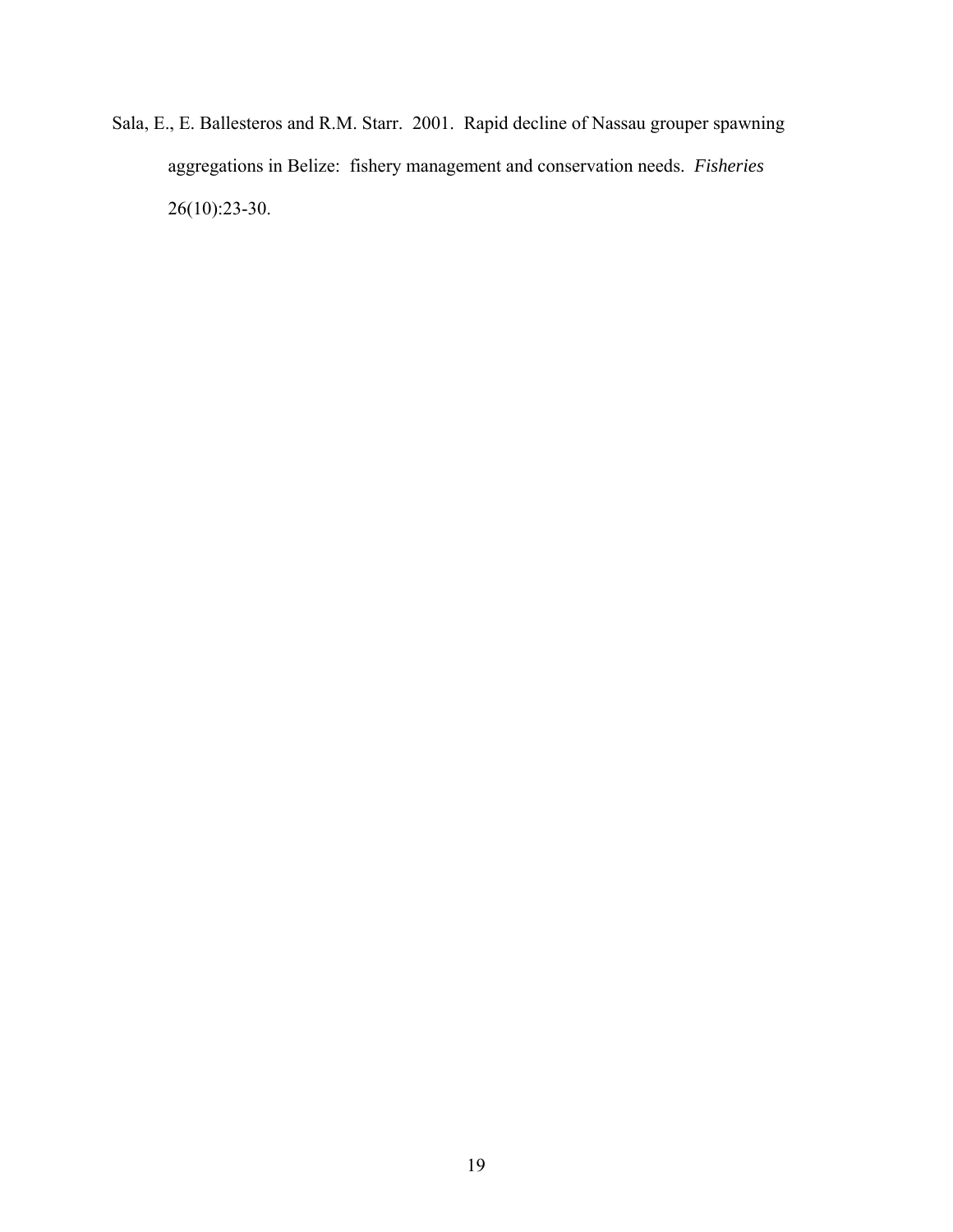Sala, E., E. Ballesteros and R.M. Starr. 2001. Rapid decline of Nassau grouper spawning aggregations in Belize: fishery management and conservation needs. *Fisheries* 26(10):23-30.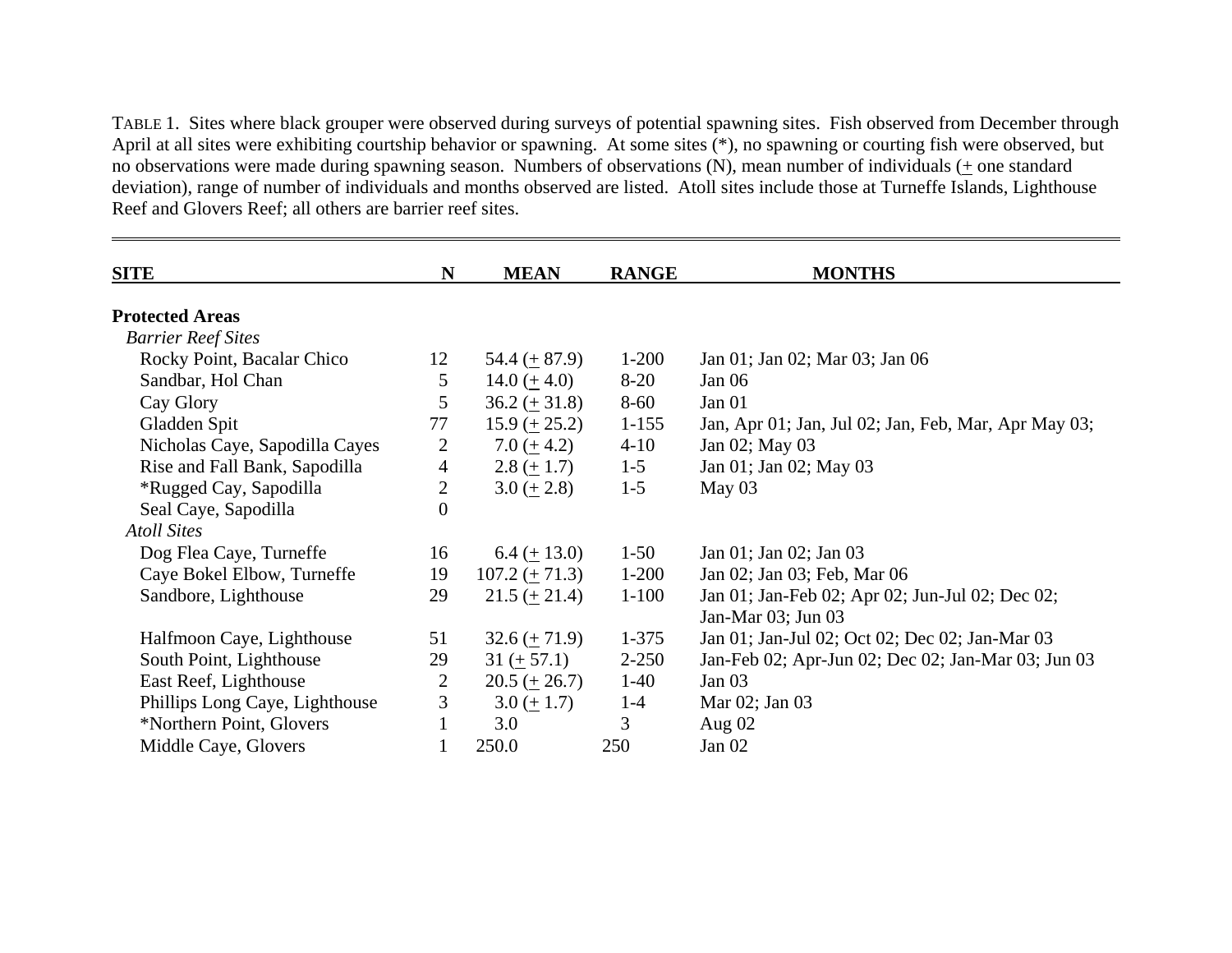TABLE 1. Sites where black grouper were observed during surveys of potential spawning sites. Fish observed from December through April at all sites were exhibiting courtship behavior or spawning. At some sites (*), no spawning or courting fish were observed, but no observations were made during spawning season. Numbers of observations (N), mean number of individuals (± one standard deviation), range of number of individuals and months observed are listed. Atoll sites include those at Turneffe Islands, Lighthouse Reef and Glovers Reef; all others are barrier reef sites.

| SITE | N | MEAN | RANGE | MONTHS |
|---|---|---|---|---|
| **Protected Areas** | | | | |
| *Barrier Reef Sites* | | | | |
| Rocky Point, Bacalar Chico | 12 | 54.4 (± 87.9) | 1-200 | Jan 01; Jan 02; Mar 03; Jan 06 |
| Sandbar, Hol Chan | 5 | 14.0 (± 4.0) | 8-20 | Jan 06 |
| Cay Glory | 5 | 36.2 (± 31.8) | 8-60 | Jan 01 |
| Gladden Spit | 77 | 15.9 (± 25.2) | 1-155 | Jan, Apr 01; Jan, Jul 02; Jan, Feb, Mar, Apr May 03; |
| Nicholas Caye, Sapodilla Cayes | 2 | 7.0 (± 4.2) | 4-10 | Jan 02; May 03 |
| Rise and Fall Bank, Sapodilla | 4 | 2.8 (± 1.7) | 1-5 | Jan 01; Jan 02; May 03 |
| *Rugged Cay, Sapodilla | 2 | 3.0 (± 2.8) | 1-5 | May 03 |
| Seal Caye, Sapodilla | 0 | | | |
| *Atoll Sites* | | | | |
| Dog Flea Caye, Turneffe | 16 | 6.4 (± 13.0) | 1-50 | Jan 01; Jan 02; Jan 03 |
| Caye Bokel Elbow, Turneffe | 19 | 107.2 (± 71.3) | 1-200 | Jan 02; Jan 03; Feb, Mar 06 |
| Sandbore, Lighthouse | 29 | 21.5 (± 21.4) | 1-100 | Jan 01; Jan-Feb 02; Apr 02; Jun-Jul 02; Dec 02; Jan-Mar 03; Jun 03 |
| Halfmoon Caye, Lighthouse | 51 | 32.6 (± 71.9) | 1-375 | Jan 01; Jan-Jul 02; Oct 02; Dec 02; Jan-Mar 03 |
| South Point, Lighthouse | 29 | 31 (± 57.1) | 2-250 | Jan-Feb 02; Apr-Jun 02; Dec 02; Jan-Mar 03; Jun 03 |
| East Reef, Lighthouse | 2 | 20.5 (± 26.7) | 1-40 | Jan 03 |
| Phillips Long Caye, Lighthouse | 3 | 3.0 (± 1.7) | 1-4 | Mar 02; Jan 03 |
| *Northern Point, Glovers | 1 | 3.0 | 3 | Aug 02 |
| Middle Caye, Glovers | 1 | 250.0 | 250 | Jan 02 |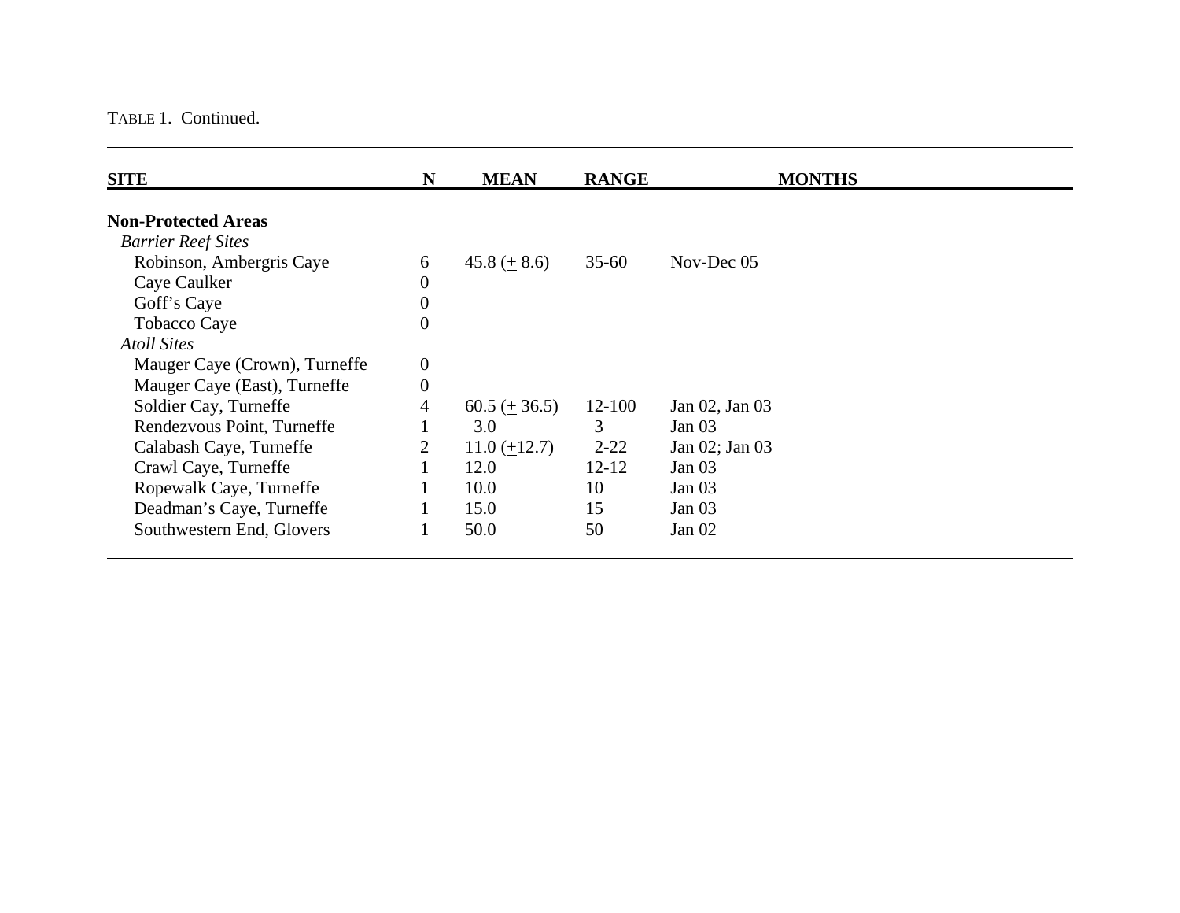TABLE 1. Continued.

| SITE | N | MEAN | RANGE | MONTHS |
|---|---|---|---|---|
| **Non-Protected Areas** | | | | |
| *Barrier Reef Sites* | | | | |
| Robinson, Ambergris Caye | 6 | 45.8 (± 8.6) | 35-60 | Nov-Dec 05 |
| Caye Caulker | 0 | | | |
| Goff's Caye | 0 | | | |
| Tobacco Caye | 0 | | | |
| *Atoll Sites* | | | | |
| Mauger Caye (Crown), Turneffe | 0 | | | |
| Mauger Caye (East), Turneffe | 0 | | | |
| Soldier Cay, Turneffe | 4 | 60.5 (± 36.5) | 12-100 | Jan 02, Jan 03 |
| Rendezvous Point, Turneffe | 1 | 3.0 | 3 | Jan 03 |
| Calabash Caye, Turneffe | 2 | 11.0 (±12.7) | 2-22 | Jan 02; Jan 03 |
| Crawl Caye, Turneffe | 1 | 12.0 | 12-12 | Jan 03 |
| Ropewalk Caye, Turneffe | 1 | 10.0 | 10 | Jan 03 |
| Deadman's Caye, Turneffe | 1 | 15.0 | 15 | Jan 03 |
| Southwestern End, Glovers | 1 | 50.0 | 50 | Jan 02 |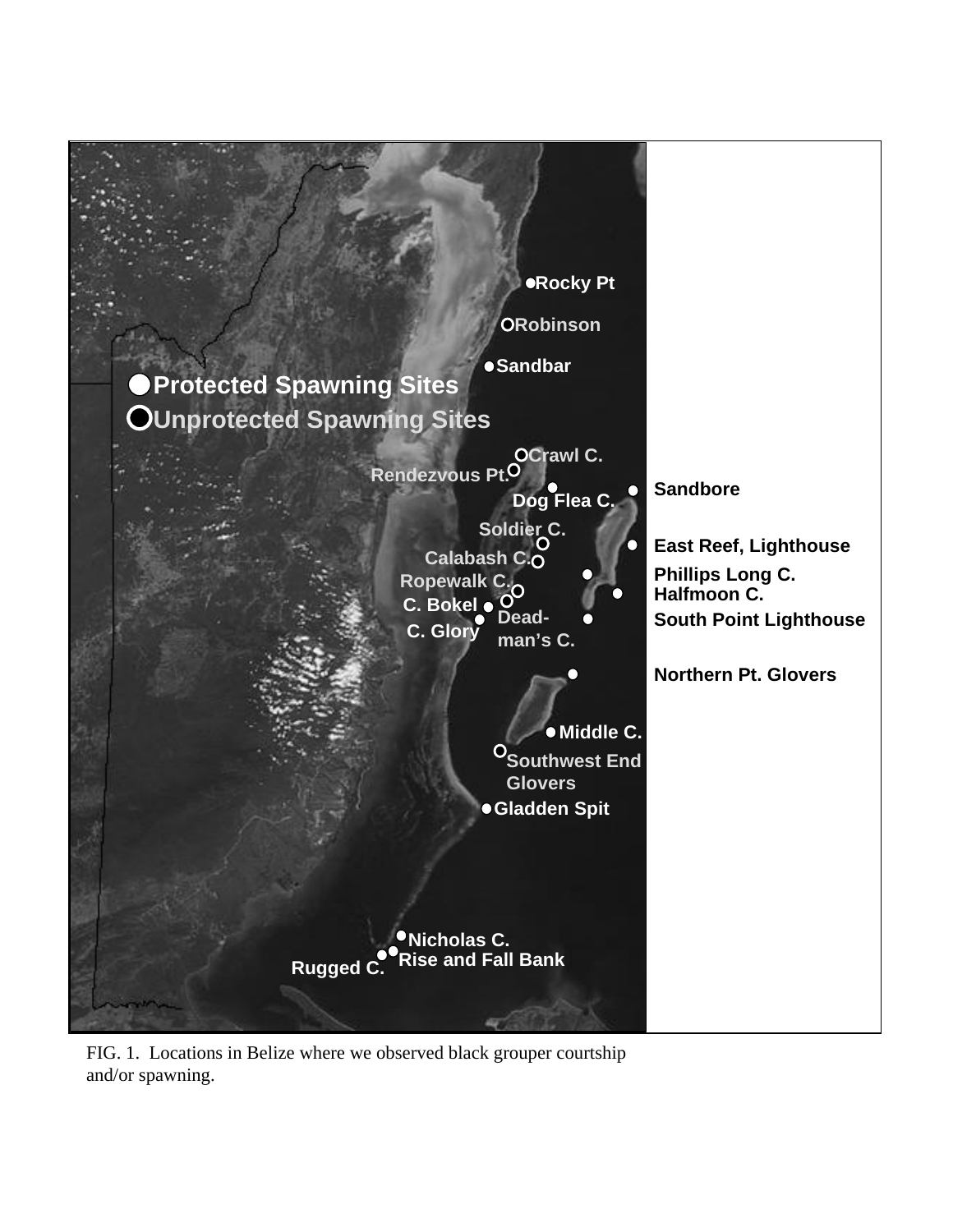FIG. 1. Locations in Belize where we observed black grouper courtship and/or spawning.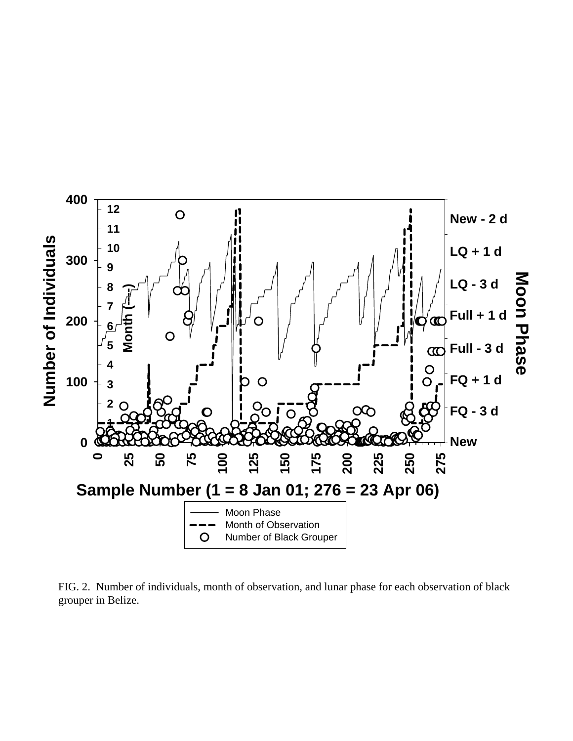FIG. 2. Number of individuals, month of observation, and lunar phase for each observation of black grouper in Belize.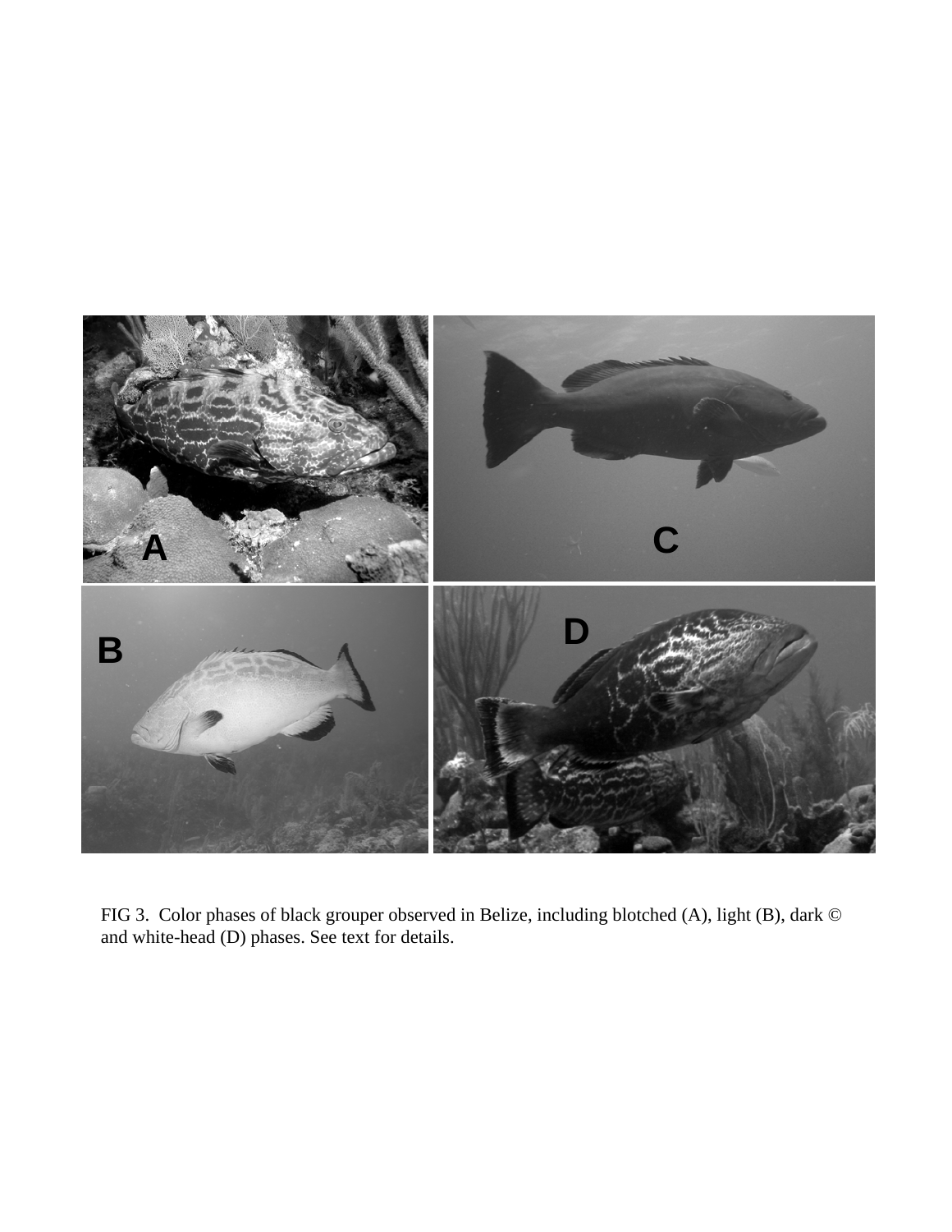FIG 3. Color phases of black grouper observed in Belize, including blotched (A), light (B), dark © and white-head (D) phases. See text for details.